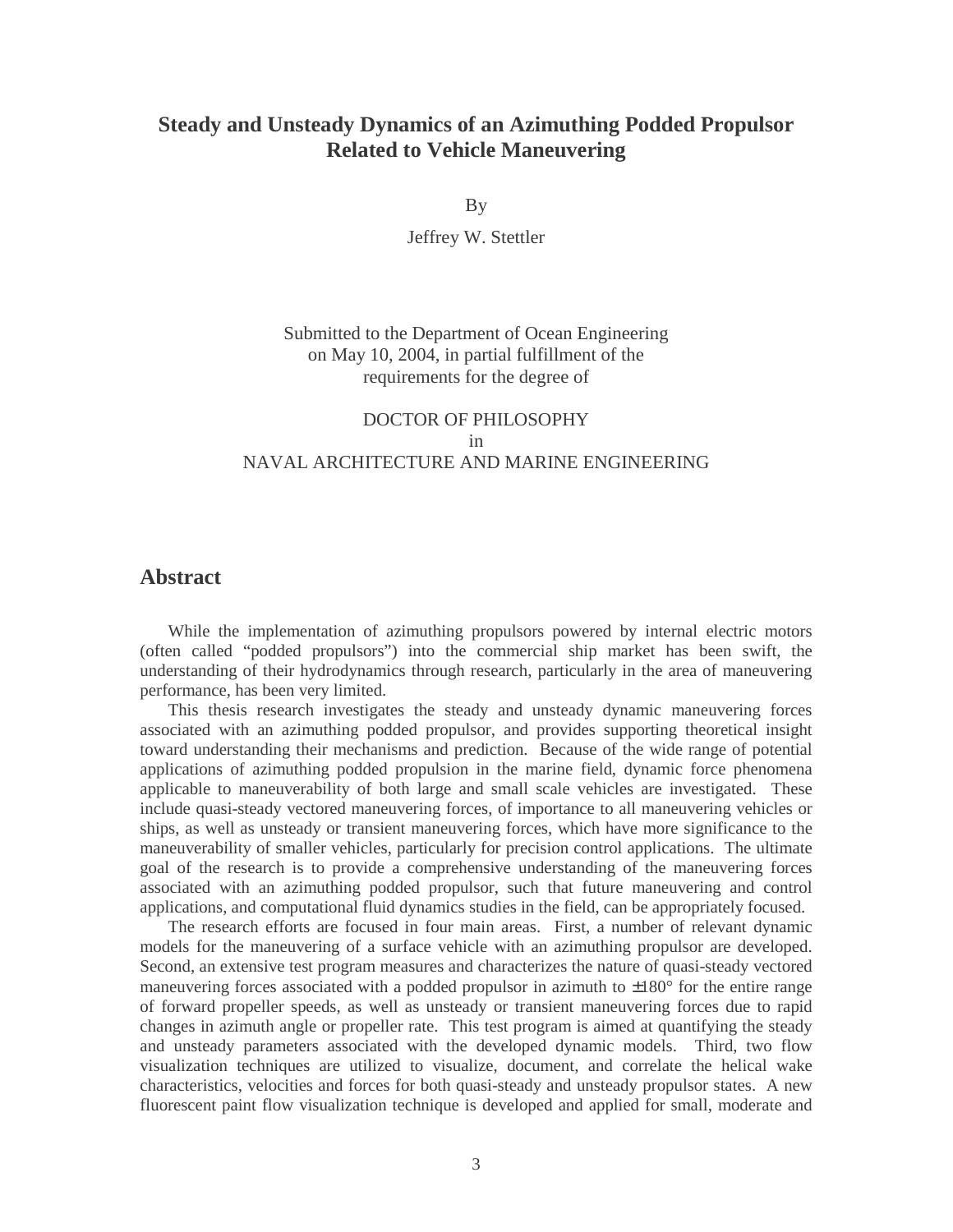# Steady and Unsteady Dynamics of an Azimuthing Podded Propulsor Related to Vehicle Maneuvering

By

Jeffrey W. Stettler

Submitted to the Department of Ocean Engineering
on May 10, 2004, in partial fulfillment of the
requirements for the degree of

DOCTOR OF PHILOSOPHY
in
NAVAL ARCHITECTURE AND MARINE ENGINEERING

## Abstract

While the implementation of azimuthing propulsors powered by internal electric motors (often called "podded propulsors") into the commercial ship market has been swift, the understanding of their hydrodynamics through research, particularly in the area of maneuvering performance, has been very limited.

This thesis research investigates the steady and unsteady dynamic maneuvering forces associated with an azimuthing podded propulsor, and provides supporting theoretical insight toward understanding their mechanisms and prediction. Because of the wide range of potential applications of azimuthing podded propulsion in the marine field, dynamic force phenomena applicable to maneuverability of both large and small scale vehicles are investigated. These include quasi-steady vectored maneuvering forces, of importance to all maneuvering vehicles or ships, as well as unsteady or transient maneuvering forces, which have more significance to the maneuverability of smaller vehicles, particularly for precision control applications. The ultimate goal of the research is to provide a comprehensive understanding of the maneuvering forces associated with an azimuthing podded propulsor, such that future maneuvering and control applications, and computational fluid dynamics studies in the field, can be appropriately focused.

The research efforts are focused in four main areas. First, a number of relevant dynamic models for the maneuvering of a surface vehicle with an azimuthing propulsor are developed. Second, an extensive test program measures and characterizes the nature of quasi-steady vectored maneuvering forces associated with a podded propulsor in azimuth to $\pm 180°$ for the entire range of forward propeller speeds, as well as unsteady or transient maneuvering forces due to rapid changes in azimuth angle or propeller rate. This test program is aimed at quantifying the steady and unsteady parameters associated with the developed dynamic models. Third, two flow visualization techniques are utilized to visualize, document, and correlate the helical wake characteristics, velocities and forces for both quasi-steady and unsteady propulsor states. A new fluorescent paint flow visualization technique is developed and applied for small, moderate and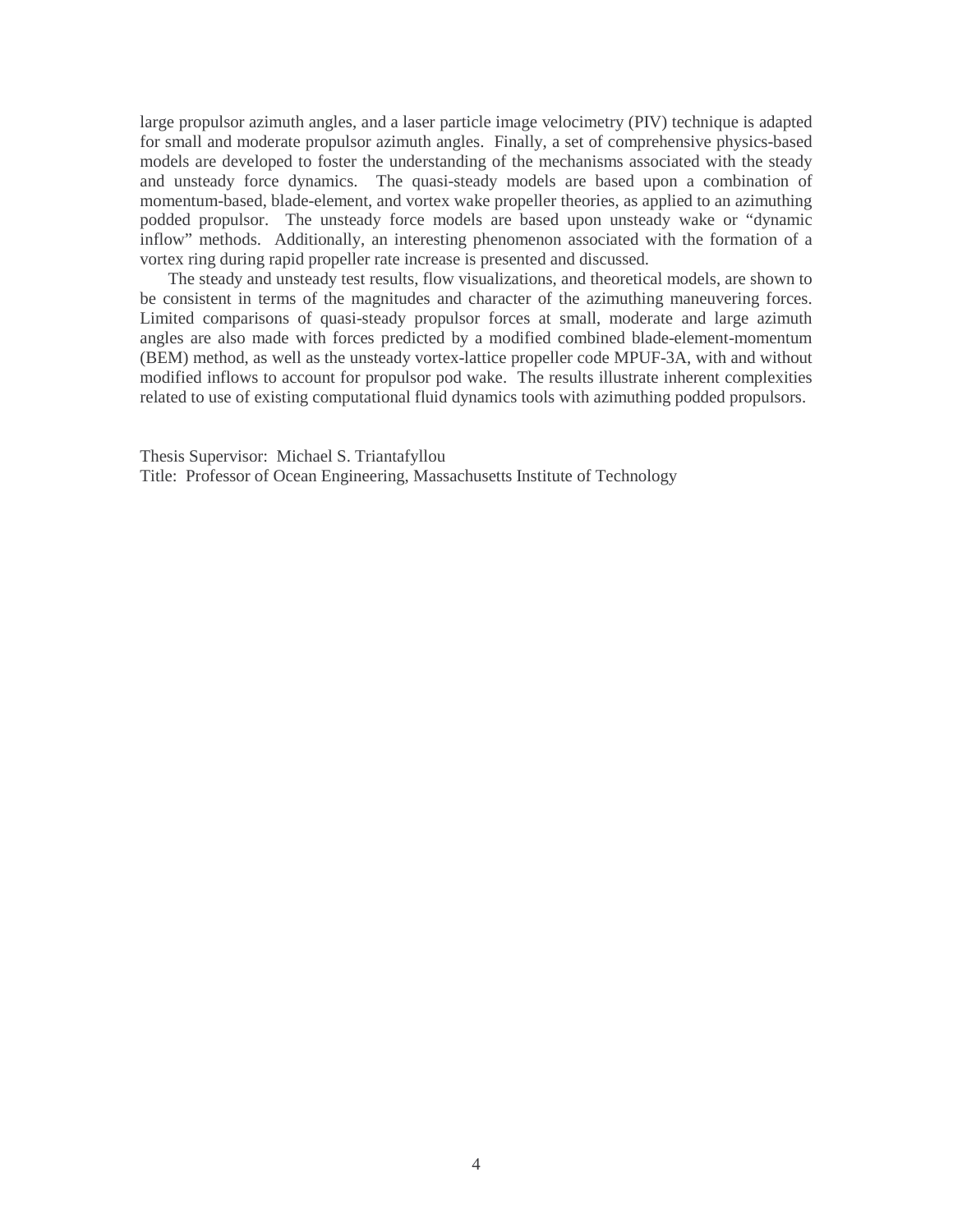large propulsor azimuth angles, and a laser particle image velocimetry (PIV) technique is adapted for small and moderate propulsor azimuth angles. Finally, a set of comprehensive physics-based models are developed to foster the understanding of the mechanisms associated with the steady and unsteady force dynamics. The quasi-steady models are based upon a combination of momentum-based, blade-element, and vortex wake propeller theories, as applied to an azimuthing podded propulsor. The unsteady force models are based upon unsteady wake or "dynamic inflow" methods. Additionally, an interesting phenomenon associated with the formation of a vortex ring during rapid propeller rate increase is presented and discussed.

The steady and unsteady test results, flow visualizations, and theoretical models, are shown to be consistent in terms of the magnitudes and character of the azimuthing maneuvering forces. Limited comparisons of quasi-steady propulsor forces at small, moderate and large azimuth angles are also made with forces predicted by a modified combined blade-element-momentum (BEM) method, as well as the unsteady vortex-lattice propeller code MPUF-3A, with and without modified inflows to account for propulsor pod wake. The results illustrate inherent complexities related to use of existing computational fluid dynamics tools with azimuthing podded propulsors.

Thesis Supervisor: Michael S. Triantafyllou
Title: Professor of Ocean Engineering, Massachusetts Institute of Technology